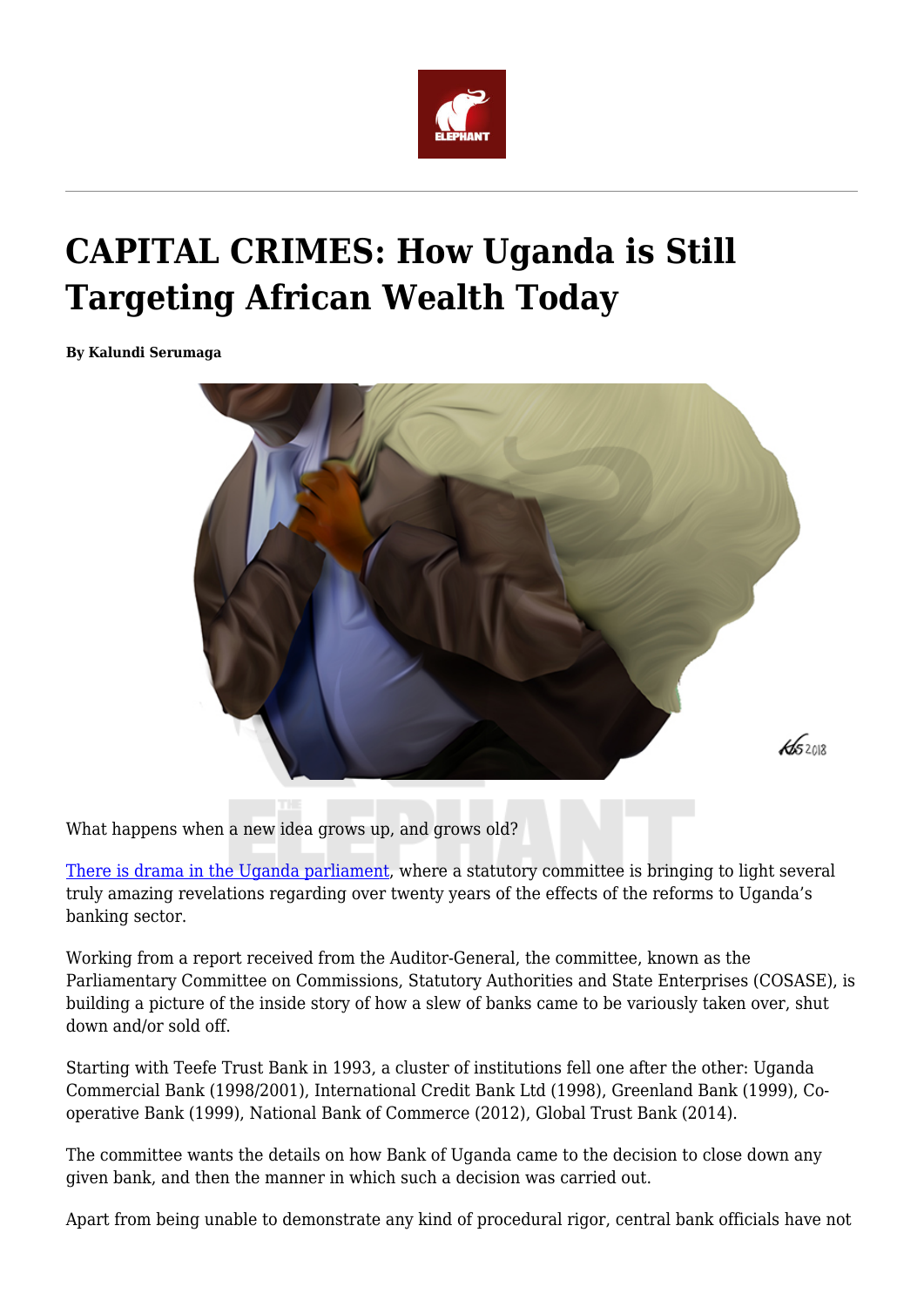# CAPITAL CRIMES: How Uganda is Still Targeting African Wealth Today

**By Kalundi Serumaga**

What happens when a new idea grows up, and grows old?

[There is drama in the Uganda parliament](), where a statutory committee is bringing to light several truly amazing revelations regarding over twenty years of the effects of the reforms to Uganda's banking sector.

Working from a report received from the Auditor-General, the committee, known as the Parliamentary Committee on Commissions, Statutory Authorities and State Enterprises (COSASE), is building a picture of the inside story of how a slew of banks came to be variously taken over, shut down and/or sold off.

Starting with Teefe Trust Bank in 1993, a cluster of institutions fell one after the other: Uganda Commercial Bank (1998/2001), International Credit Bank Ltd (1998), Greenland Bank (1999), Co-operative Bank (1999), National Bank of Commerce (2012), Global Trust Bank (2014).

The committee wants the details on how Bank of Uganda came to the decision to close down any given bank, and then the manner in which such a decision was carried out.

Apart from being unable to demonstrate any kind of procedural rigor, central bank officials have not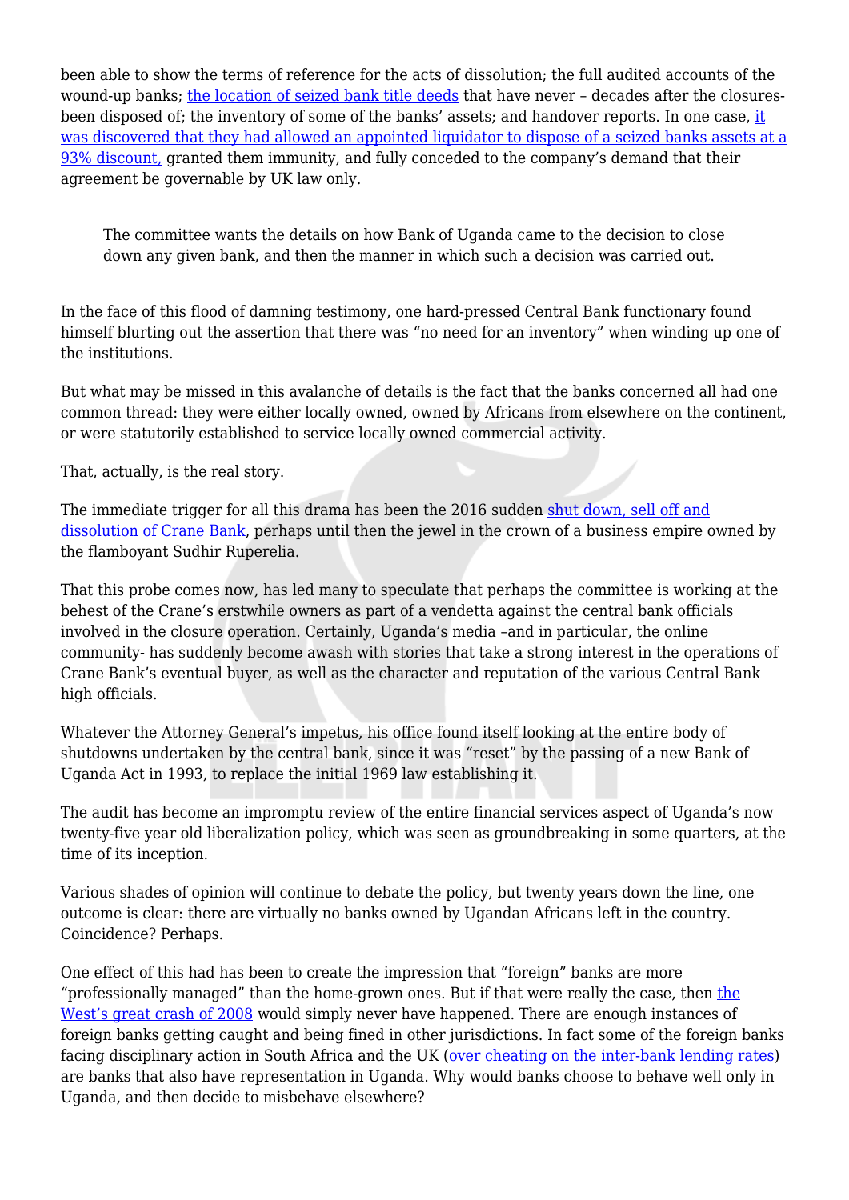been able to show the terms of reference for the acts of dissolution; the full audited accounts of the wound-up banks; the location of seized bank title deeds that have never – decades after the closures- been disposed of; the inventory of some of the banks' assets; and handover reports. In one case, it was discovered that they had allowed an appointed liquidator to dispose of a seized banks assets at a 93% discount, granted them immunity, and fully conceded to the company's demand that their agreement be governable by UK law only.

> The committee wants the details on how Bank of Uganda came to the decision to close down any given bank, and then the manner in which such a decision was carried out.

In the face of this flood of damning testimony, one hard-pressed Central Bank functionary found himself blurting out the assertion that there was "no need for an inventory" when winding up one of the institutions.

But what may be missed in this avalanche of details is the fact that the banks concerned all had one common thread: they were either locally owned, owned by Africans from elsewhere on the continent, or were statutorily established to service locally owned commercial activity.

That, actually, is the real story.

The immediate trigger for all this drama has been the 2016 sudden shut down, sell off and dissolution of Crane Bank, perhaps until then the jewel in the crown of a business empire owned by the flamboyant Sudhir Ruperelia.

That this probe comes now, has led many to speculate that perhaps the committee is working at the behest of the Crane's erstwhile owners as part of a vendetta against the central bank officials involved in the closure operation. Certainly, Uganda's media –and in particular, the online community- has suddenly become awash with stories that take a strong interest in the operations of Crane Bank's eventual buyer, as well as the character and reputation of the various Central Bank high officials.

Whatever the Attorney General's impetus, his office found itself looking at the entire body of shutdowns undertaken by the central bank, since it was "reset" by the passing of a new Bank of Uganda Act in 1993, to replace the initial 1969 law establishing it.

The audit has become an impromptu review of the entire financial services aspect of Uganda's now twenty-five year old liberalization policy, which was seen as groundbreaking in some quarters, at the time of its inception.

Various shades of opinion will continue to debate the policy, but twenty years down the line, one outcome is clear: there are virtually no banks owned by Ugandan Africans left in the country. Coincidence? Perhaps.

One effect of this had has been to create the impression that "foreign" banks are more "professionally managed" than the home-grown ones. But if that were really the case, then the West's great crash of 2008 would simply never have happened. There are enough instances of foreign banks getting caught and being fined in other jurisdictions. In fact some of the foreign banks facing disciplinary action in South Africa and the UK (over cheating on the inter-bank lending rates) are banks that also have representation in Uganda. Why would banks choose to behave well only in Uganda, and then decide to misbehave elsewhere?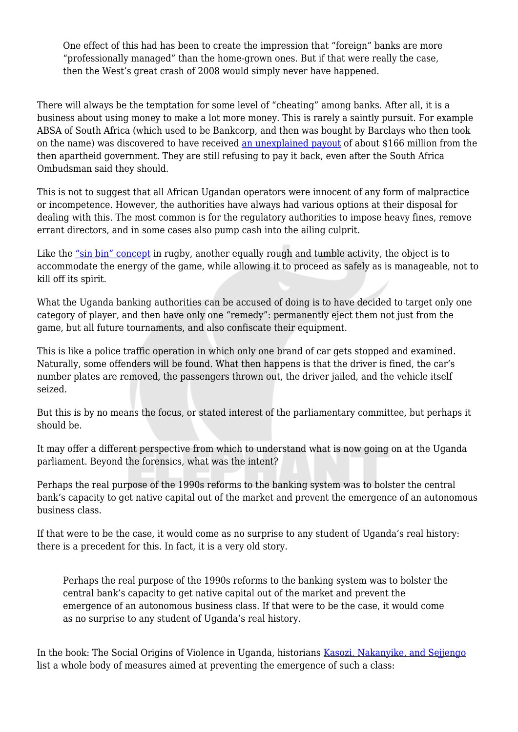> One effect of this had has been to create the impression that "foreign" banks are more "professionally managed" than the home-grown ones. But if that were really the case, then the West's great crash of 2008 would simply never have happened.

There will always be the temptation for some level of "cheating" among banks. After all, it is a business about using money to make a lot more money. This is rarely a saintly pursuit. For example ABSA of South Africa (which used to be Bankcorp, and then was bought by Barclays who then took on the name) was discovered to have received an unexplained payout of about $166 million from the then apartheid government. They are still refusing to pay it back, even after the South Africa Ombudsman said they should.

This is not to suggest that all African Ugandan operators were innocent of any form of malpractice or incompetence. However, the authorities have always had various options at their disposal for dealing with this. The most common is for the regulatory authorities to impose heavy fines, remove errant directors, and in some cases also pump cash into the ailing culprit.

Like the "sin bin" concept in rugby, another equally rough and tumble activity, the object is to accommodate the energy of the game, while allowing it to proceed as safely as is manageable, not to kill off its spirit.

What the Uganda banking authorities can be accused of doing is to have decided to target only one category of player, and then have only one "remedy": permanently eject them not just from the game, but all future tournaments, and also confiscate their equipment.

This is like a police traffic operation in which only one brand of car gets stopped and examined. Naturally, some offenders will be found. What then happens is that the driver is fined, the car's number plates are removed, the passengers thrown out, the driver jailed, and the vehicle itself seized.

But this is by no means the focus, or stated interest of the parliamentary committee, but perhaps it should be.

It may offer a different perspective from which to understand what is now going on at the Uganda parliament. Beyond the forensics, what was the intent?

Perhaps the real purpose of the 1990s reforms to the banking system was to bolster the central bank's capacity to get native capital out of the market and prevent the emergence of an autonomous business class.

If that were to be the case, it would come as no surprise to any student of Uganda's real history: there is a precedent for this. In fact, it is a very old story.

> Perhaps the real purpose of the 1990s reforms to the banking system was to bolster the central bank's capacity to get native capital out of the market and prevent the emergence of an autonomous business class. If that were to be the case, it would come as no surprise to any student of Uganda's real history.

In the book: The Social Origins of Violence in Uganda, historians Kasozi, Nakanyike, and Sejjengo list a whole body of measures aimed at preventing the emergence of such a class: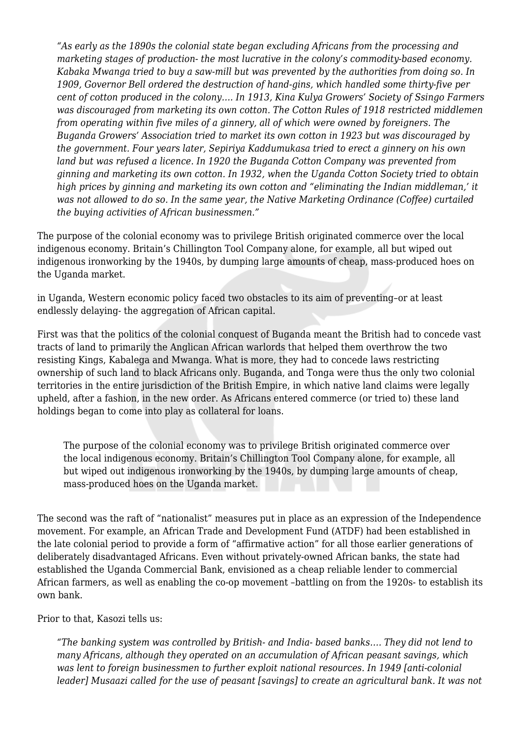> *"As early as the 1890s the colonial state began excluding Africans from the processing and marketing stages of production- the most lucrative in the colony's commodity-based economy. Kabaka Mwanga tried to buy a saw-mill but was prevented by the authorities from doing so. In 1909, Governor Bell ordered the destruction of hand-gins, which handled some thirty-five per cent of cotton produced in the colony…. In 1913, Kina Kulya Growers' Society of Ssingo Farmers was discouraged from marketing its own cotton. The Cotton Rules of 1918 restricted middlemen from operating within five miles of a ginnery, all of which were owned by foreigners. The Buganda Growers' Association tried to market its own cotton in 1923 but was discouraged by the government. Four years later, Sepiriya Kaddumukasa tried to erect a ginnery on his own land but was refused a licence. In 1920 the Buganda Cotton Company was prevented from ginning and marketing its own cotton. In 1932, when the Uganda Cotton Society tried to obtain high prices by ginning and marketing its own cotton and "eliminating the Indian middleman,' it was not allowed to do so. In the same year, the Native Marketing Ordinance (Coffee) curtailed the buying activities of African businessmen."*

The purpose of the colonial economy was to privilege British originated commerce over the local indigenous economy. Britain's Chillington Tool Company alone, for example, all but wiped out indigenous ironworking by the 1940s, by dumping large amounts of cheap, mass-produced hoes on the Uganda market.

in Uganda, Western economic policy faced two obstacles to its aim of preventing–or at least endlessly delaying- the aggregation of African capital.

First was that the politics of the colonial conquest of Buganda meant the British had to concede vast tracts of land to primarily the Anglican African warlords that helped them overthrow the two resisting Kings, Kabalega and Mwanga. What is more, they had to concede laws restricting ownership of such land to black Africans only. Buganda, and Tonga were thus the only two colonial territories in the entire jurisdiction of the British Empire, in which native land claims were legally upheld, after a fashion, in the new order. As Africans entered commerce (or tried to) these land holdings began to come into play as collateral for loans.

> The purpose of the colonial economy was to privilege British originated commerce over the local indigenous economy. Britain's Chillington Tool Company alone, for example, all but wiped out indigenous ironworking by the 1940s, by dumping large amounts of cheap, mass-produced hoes on the Uganda market.

The second was the raft of "nationalist" measures put in place as an expression of the Independence movement. For example, an African Trade and Development Fund (ATDF) had been established in the late colonial period to provide a form of "affirmative action" for all those earlier generations of deliberately disadvantaged Africans. Even without privately-owned African banks, the state had established the Uganda Commercial Bank, envisioned as a cheap reliable lender to commercial African farmers, as well as enabling the co-op movement –battling on from the 1920s- to establish its own bank.

Prior to that, Kasozi tells us:

> *"The banking system was controlled by British- and India- based banks…. They did not lend to many Africans, although they operated on an accumulation of African peasant savings, which was lent to foreign businessmen to further exploit national resources. In 1949 [anti-colonial leader] Musaazi called for the use of peasant [savings] to create an agricultural bank. It was not*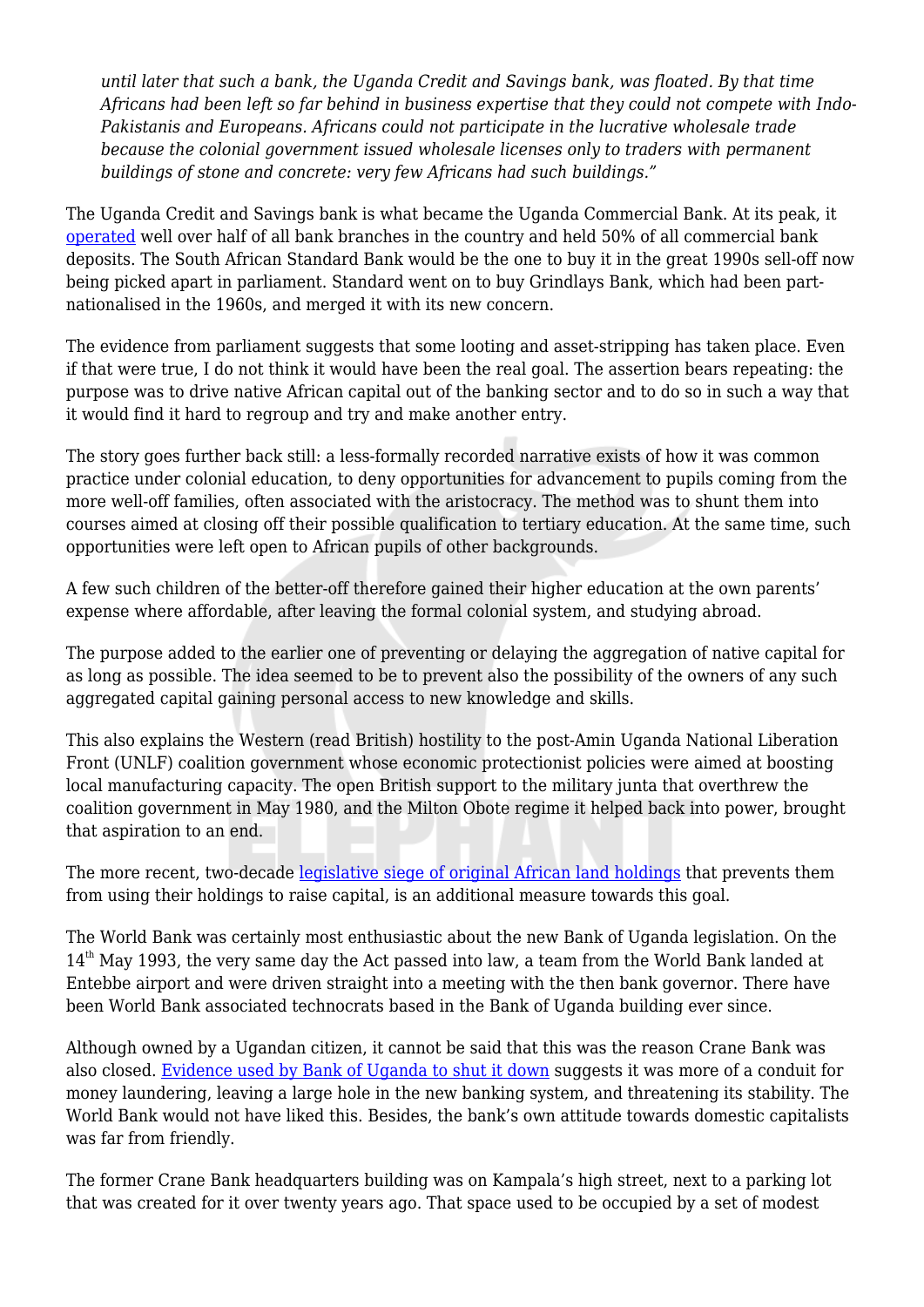*until later that such a bank, the Uganda Credit and Savings bank, was floated. By that time Africans had been left so far behind in business expertise that they could not compete with Indo-Pakistanis and Europeans. Africans could not participate in the lucrative wholesale trade because the colonial government issued wholesale licenses only to traders with permanent buildings of stone and concrete: very few Africans had such buildings."*

The Uganda Credit and Savings bank is what became the Uganda Commercial Bank. At its peak, it operated well over half of all bank branches in the country and held 50% of all commercial bank deposits. The South African Standard Bank would be the one to buy it in the great 1990s sell-off now being picked apart in parliament. Standard went on to buy Grindlays Bank, which had been part-nationalised in the 1960s, and merged it with its new concern.

The evidence from parliament suggests that some looting and asset-stripping has taken place. Even if that were true, I do not think it would have been the real goal. The assertion bears repeating: the purpose was to drive native African capital out of the banking sector and to do so in such a way that it would find it hard to regroup and try and make another entry.

The story goes further back still: a less-formally recorded narrative exists of how it was common practice under colonial education, to deny opportunities for advancement to pupils coming from the more well-off families, often associated with the aristocracy. The method was to shunt them into courses aimed at closing off their possible qualification to tertiary education. At the same time, such opportunities were left open to African pupils of other backgrounds.

A few such children of the better-off therefore gained their higher education at the own parents' expense where affordable, after leaving the formal colonial system, and studying abroad.

The purpose added to the earlier one of preventing or delaying the aggregation of native capital for as long as possible. The idea seemed to be to prevent also the possibility of the owners of any such aggregated capital gaining personal access to new knowledge and skills.

This also explains the Western (read British) hostility to the post-Amin Uganda National Liberation Front (UNLF) coalition government whose economic protectionist policies were aimed at boosting local manufacturing capacity. The open British support to the military junta that overthrew the coalition government in May 1980, and the Milton Obote regime it helped back into power, brought that aspiration to an end.

The more recent, two-decade legislative siege of original African land holdings that prevents them from using their holdings to raise capital, is an additional measure towards this goal.

The World Bank was certainly most enthusiastic about the new Bank of Uganda legislation. On the 14th May 1993, the very same day the Act passed into law, a team from the World Bank landed at Entebbe airport and were driven straight into a meeting with the then bank governor. There have been World Bank associated technocrats based in the Bank of Uganda building ever since.

Although owned by a Ugandan citizen, it cannot be said that this was the reason Crane Bank was also closed. Evidence used by Bank of Uganda to shut it down suggests it was more of a conduit for money laundering, leaving a large hole in the new banking system, and threatening its stability. The World Bank would not have liked this. Besides, the bank's own attitude towards domestic capitalists was far from friendly.

The former Crane Bank headquarters building was on Kampala's high street, next to a parking lot that was created for it over twenty years ago. That space used to be occupied by a set of modest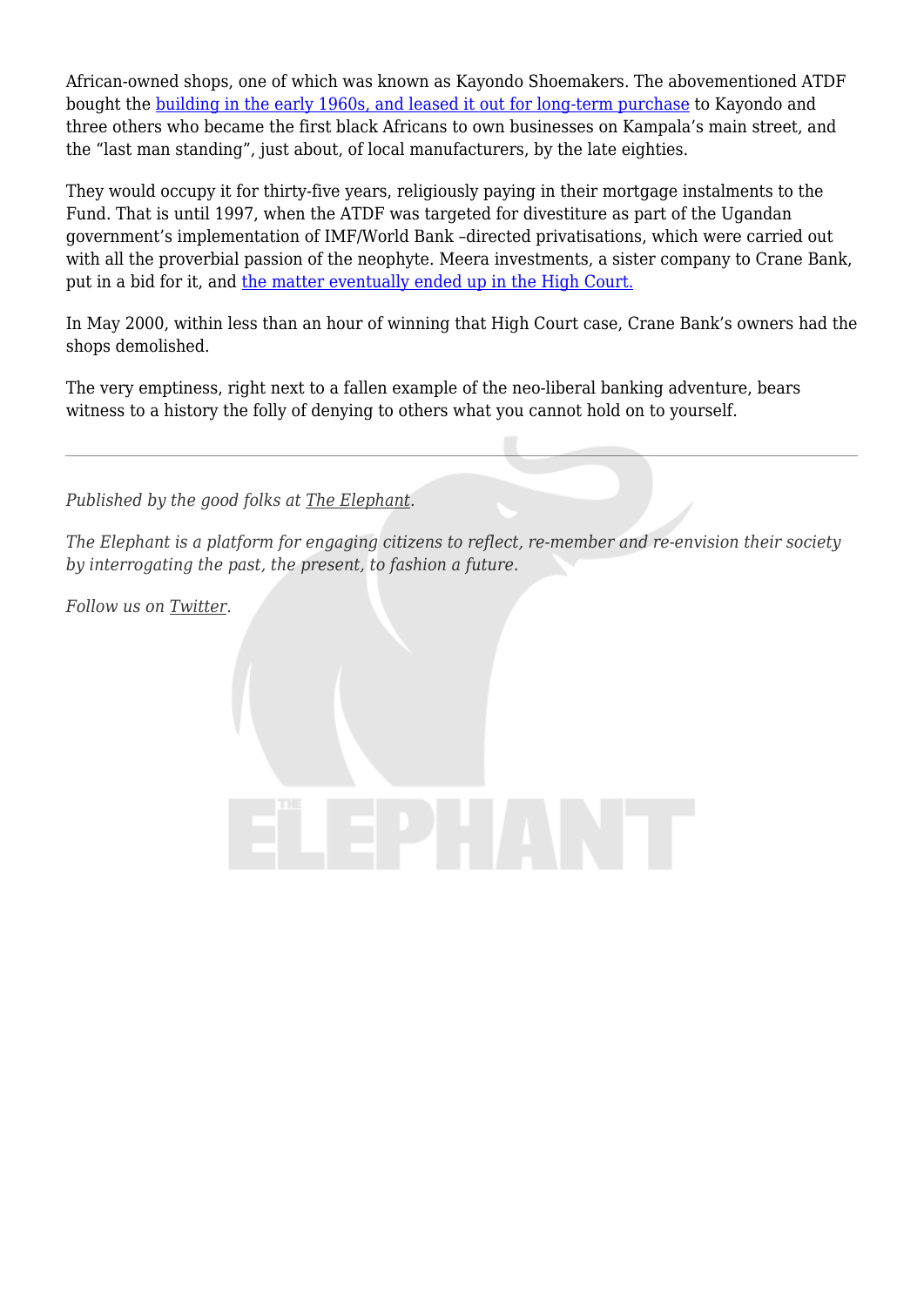African-owned shops, one of which was known as Kayondo Shoemakers. The abovementioned ATDF bought the building in the early 1960s, and leased it out for long-term purchase to Kayondo and three others who became the first black Africans to own businesses on Kampala's main street, and the "last man standing", just about, of local manufacturers, by the late eighties.

They would occupy it for thirty-five years, religiously paying in their mortgage instalments to the Fund. That is until 1997, when the ATDF was targeted for divestiture as part of the Ugandan government's implementation of IMF/World Bank –directed privatisations, which were carried out with all the proverbial passion of the neophyte. Meera investments, a sister company to Crane Bank, put in a bid for it, and the matter eventually ended up in the High Court.

In May 2000, within less than an hour of winning that High Court case, Crane Bank's owners had the shops demolished.

The very emptiness, right next to a fallen example of the neo-liberal banking adventure, bears witness to a history the folly of denying to others what you cannot hold on to yourself.

---

*Published by the good folks at The Elephant.*

*The Elephant is a platform for engaging citizens to reflect, re-member and re-envision their society by interrogating the past, the present, to fashion a future.*

*Follow us on Twitter.*